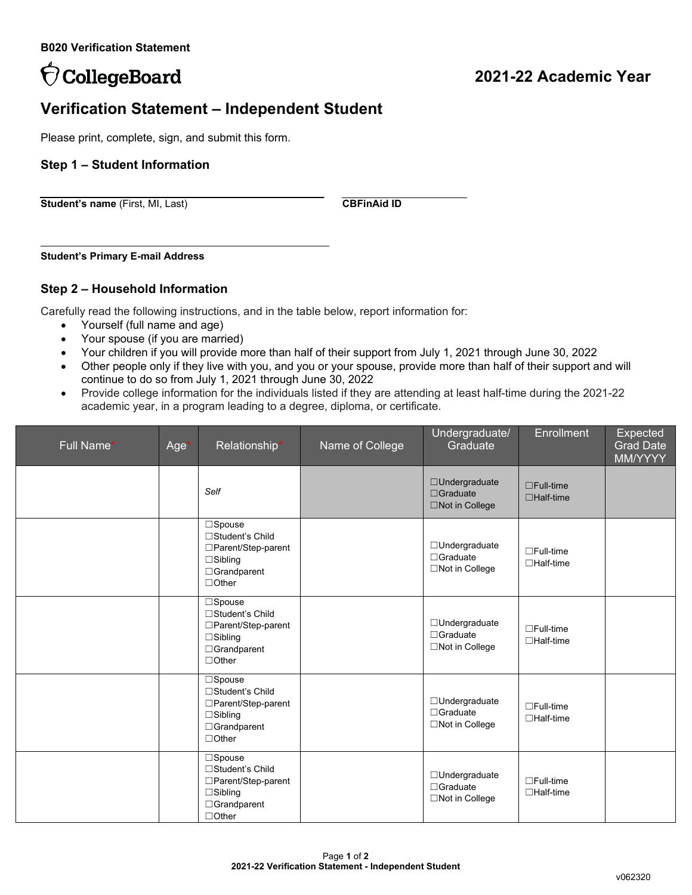**B020 Verification Statement**

CollegeBoard

## 2021-22 Academic Year

# Verification Statement – Independent Student

Please print, complete, sign, and submit this form.

### Step 1 – Student Information

**Student's name** (First, MI, Last) ______________________ **CBFinAid ID** ______________________

**Student's Primary E-mail Address** ______________________

### Step 2 – Household Information

Carefully read the following instructions, and in the table below, report information for:

- Yourself (full name and age)
- Your spouse (if you are married)
- Your children if you will provide more than half of their support from July 1, 2021 through June 30, 2022
- Other people only if they live with you, and you or your spouse, provide more than half of their support and will continue to do so from July 1, 2021 through June 30, 2022
- Provide college information for the individuals listed if they are attending at least half-time during the 2021-22 academic year, in a program leading to a degree, diploma, or certificate.

| Full Name* | Age* | Relationship* | Name of College | Undergraduate/ Graduate | Enrollment | Expected Grad Date MM/YYYY |
|---|---|---|---|---|---|---|
| | | *Self* | | ☐Undergraduate ☐Graduate ☐Not in College | ☐Full-time ☐Half-time | |
| | | ☐Spouse ☐Student's Child ☐Parent/Step-parent ☐Sibling ☐Grandparent ☐Other | | ☐Undergraduate ☐Graduate ☐Not in College | ☐Full-time ☐Half-time | |
| | | ☐Spouse ☐Student's Child ☐Parent/Step-parent ☐Sibling ☐Grandparent ☐Other | | ☐Undergraduate ☐Graduate ☐Not in College | ☐Full-time ☐Half-time | |
| | | ☐Spouse ☐Student's Child ☐Parent/Step-parent ☐Sibling ☐Grandparent ☐Other | | ☐Undergraduate ☐Graduate ☐Not in College | ☐Full-time ☐Half-time | |
| | | ☐Spouse ☐Student's Child ☐Parent/Step-parent ☐Sibling ☐Grandparent ☐Other | | ☐Undergraduate ☐Graduate ☐Not in College | ☐Full-time ☐Half-time | |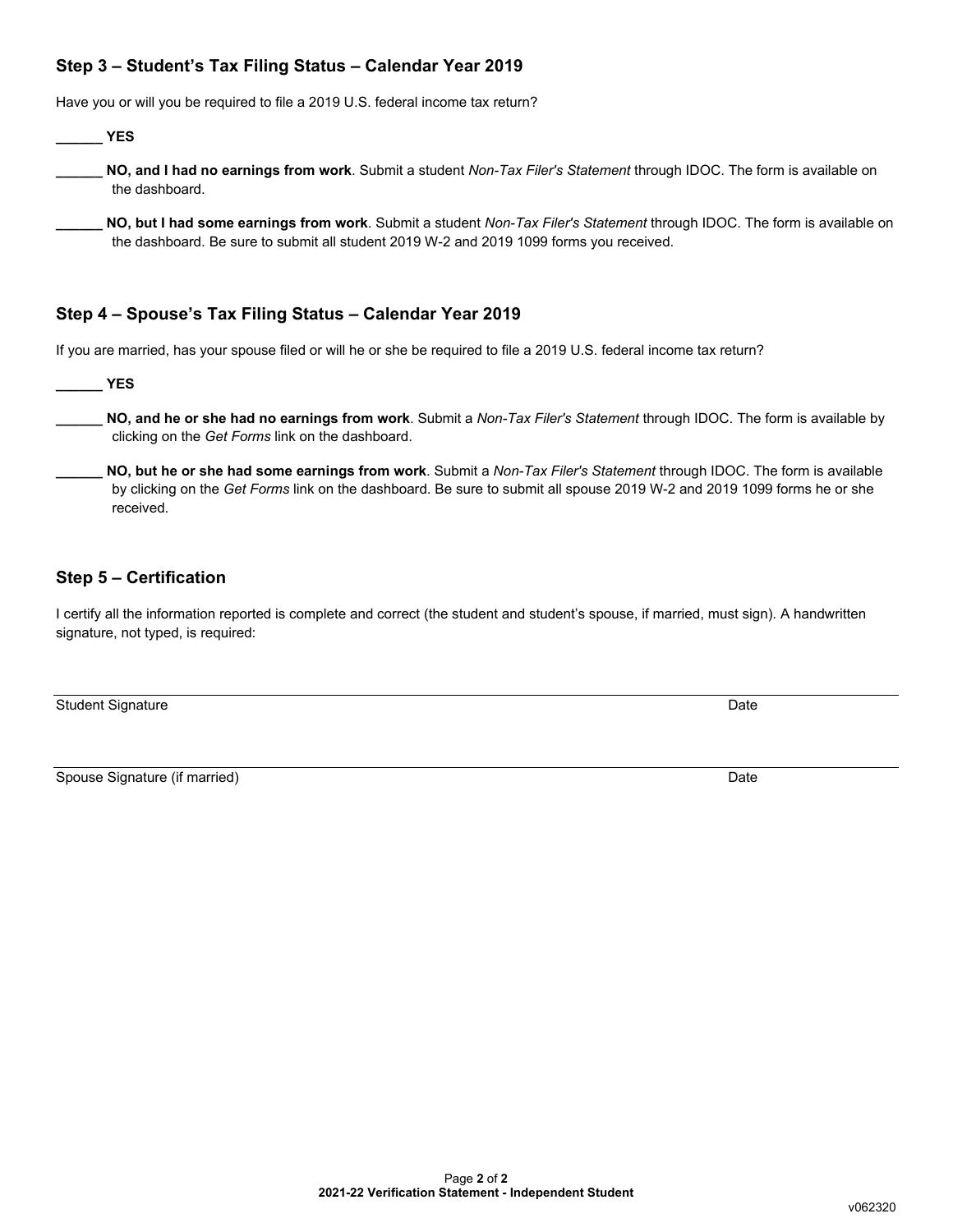## Step 3 – Student's Tax Filing Status – Calendar Year 2019

Have you or will you be required to file a 2019 U.S. federal income tax return?

______ **YES**

______ **NO, and I had no earnings from work**. Submit a student *Non-Tax Filer's Statement* through IDOC. The form is available on the dashboard.

______ **NO, but I had some earnings from work**. Submit a student *Non-Tax Filer's Statement* through IDOC. The form is available on the dashboard. Be sure to submit all student 2019 W-2 and 2019 1099 forms you received.

## Step 4 – Spouse's Tax Filing Status – Calendar Year 2019

If you are married, has your spouse filed or will he or she be required to file a 2019 U.S. federal income tax return?

______ **YES**

______ **NO, and he or she had no earnings from work**. Submit a *Non-Tax Filer's Statement* through IDOC. The form is available by clicking on the *Get Forms* link on the dashboard.

______ **NO, but he or she had some earnings from work**. Submit a *Non-Tax Filer's Statement* through IDOC. The form is available by clicking on the *Get Forms* link on the dashboard. Be sure to submit all spouse 2019 W-2 and 2019 1099 forms he or she received.

## Step 5 – Certification

I certify all the information reported is complete and correct (the student and student's spouse, if married, must sign). A handwritten signature, not typed, is required:

______________________________________________________________________

Student Signature Date

______________________________________________________________________

Spouse Signature (if married) Date

2021-22 Verification Statement - Independent Student

v062320